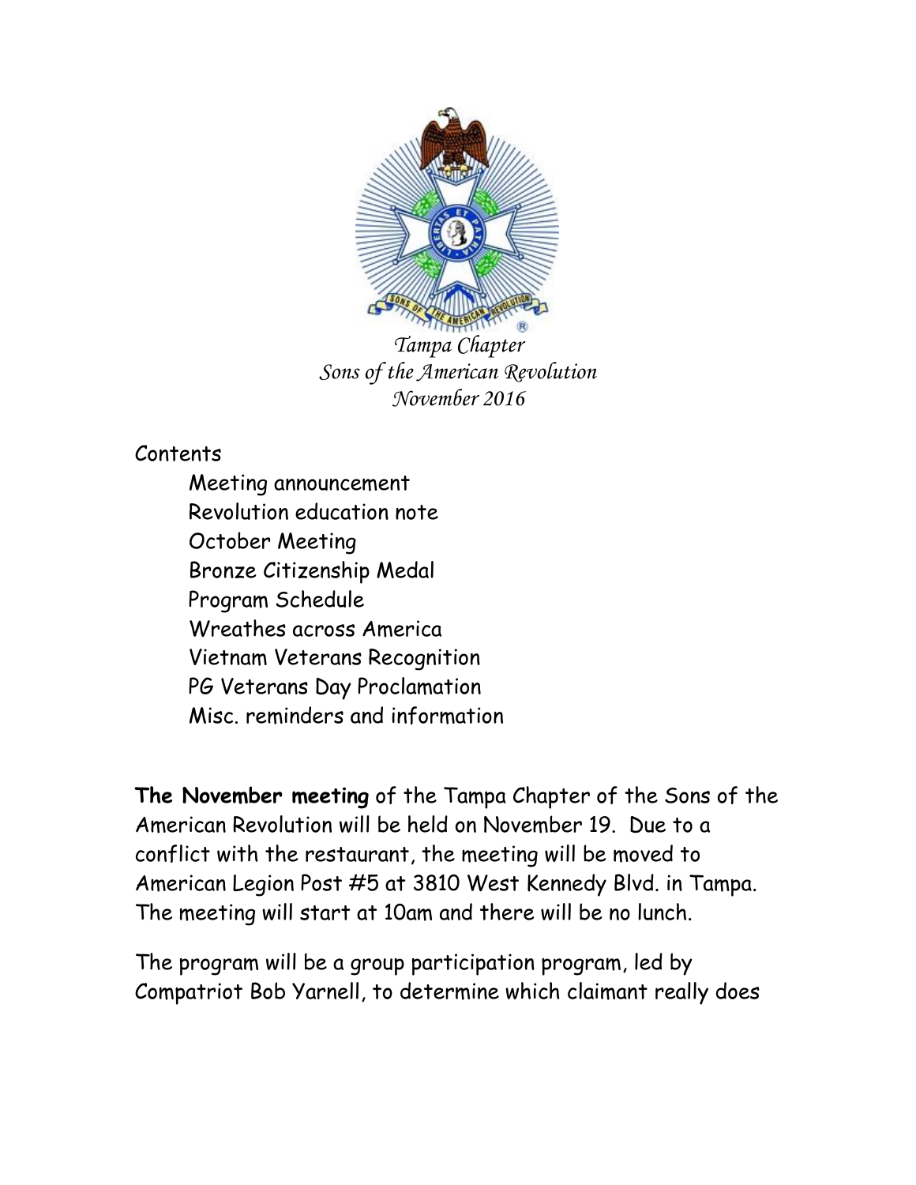*Tampa Chapter*
*Sons of the American Revolution*
*November 2016*

Contents

- Meeting announcement
- Revolution education note
- October Meeting
- Bronze Citizenship Medal
- Program Schedule
- Wreathes across America
- Vietnam Veterans Recognition
- PG Veterans Day Proclamation
- Misc. reminders and information

**The November meeting** of the Tampa Chapter of the Sons of the American Revolution will be held on November 19. Due to a conflict with the restaurant, the meeting will be moved to American Legion Post #5 at 3810 West Kennedy Blvd. in Tampa. The meeting will start at 10am and there will be no lunch.

The program will be a group participation program, led by Compatriot Bob Yarnell, to determine which claimant really does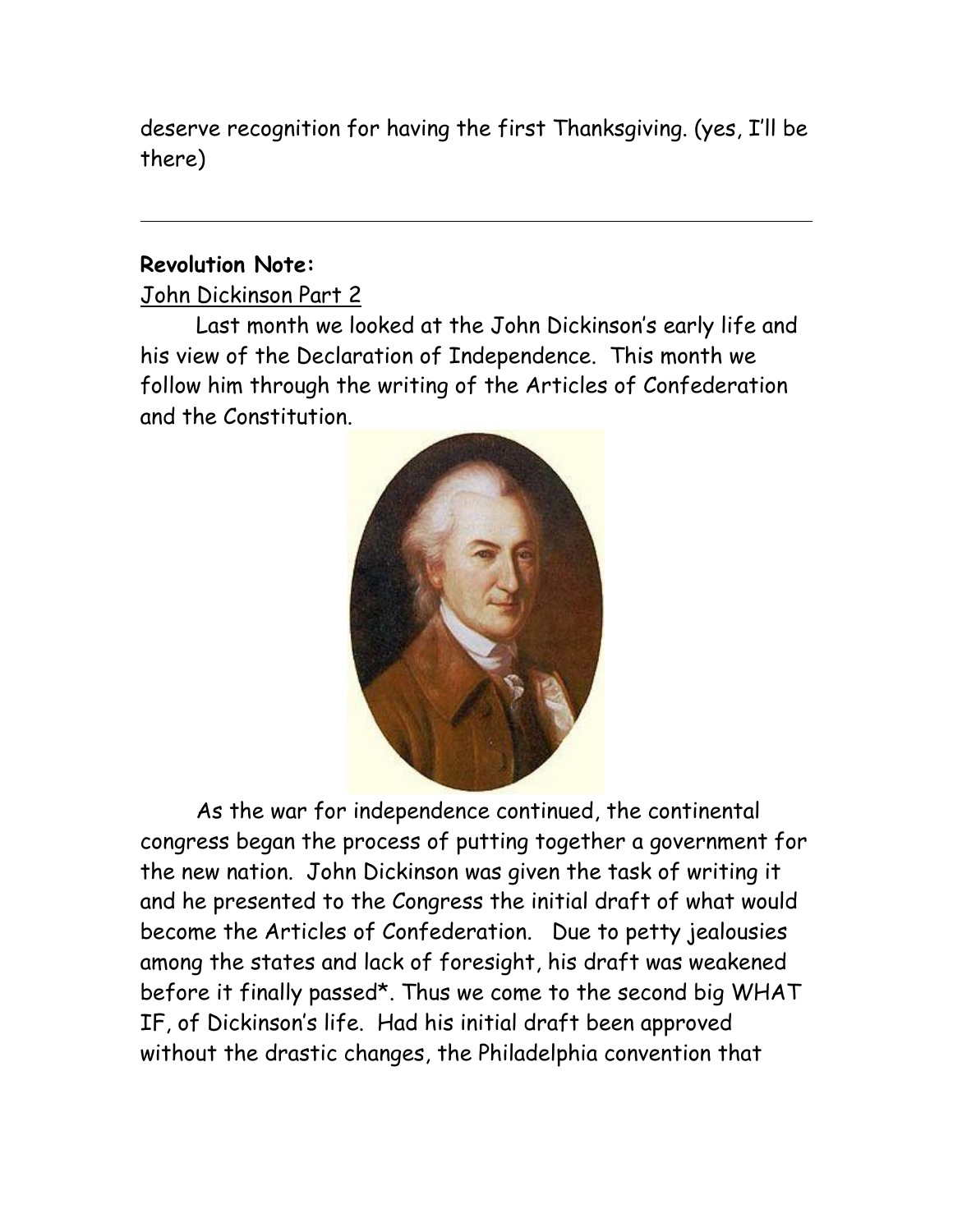deserve recognition for having the first Thanksgiving. (yes, I'll be there)

---

**Revolution Note:**

John Dickinson Part 2

Last month we looked at the John Dickinson's early life and his view of the Declaration of Independence. This month we follow him through the writing of the Articles of Confederation and the Constitution.

As the war for independence continued, the continental congress began the process of putting together a government for the new nation. John Dickinson was given the task of writing it and he presented to the Congress the initial draft of what would become the Articles of Confederation. Due to petty jealousies among the states and lack of foresight, his draft was weakened before it finally passed*. Thus we come to the second big WHAT IF, of Dickinson's life. Had his initial draft been approved without the drastic changes, the Philadelphia convention that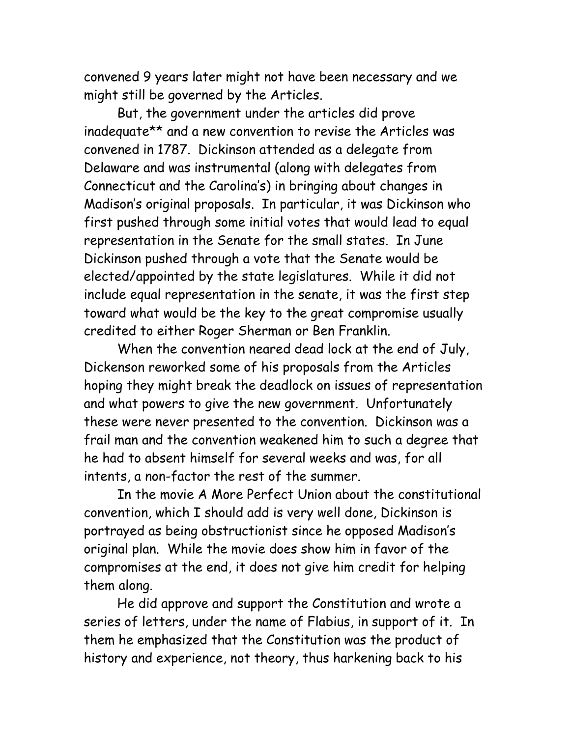convened 9 years later might not have been necessary and we might still be governed by the Articles.

But, the government under the articles did prove inadequate** and a new convention to revise the Articles was convened in 1787. Dickinson attended as a delegate from Delaware and was instrumental (along with delegates from Connecticut and the Carolina's) in bringing about changes in Madison's original proposals. In particular, it was Dickinson who first pushed through some initial votes that would lead to equal representation in the Senate for the small states. In June Dickinson pushed through a vote that the Senate would be elected/appointed by the state legislatures. While it did not include equal representation in the senate, it was the first step toward what would be the key to the great compromise usually credited to either Roger Sherman or Ben Franklin.

When the convention neared dead lock at the end of July, Dickenson reworked some of his proposals from the Articles hoping they might break the deadlock on issues of representation and what powers to give the new government. Unfortunately these were never presented to the convention. Dickinson was a frail man and the convention weakened him to such a degree that he had to absent himself for several weeks and was, for all intents, a non-factor the rest of the summer.

In the movie A More Perfect Union about the constitutional convention, which I should add is very well done, Dickinson is portrayed as being obstructionist since he opposed Madison's original plan. While the movie does show him in favor of the compromises at the end, it does not give him credit for helping them along.

He did approve and support the Constitution and wrote a series of letters, under the name of Flabius, in support of it. In them he emphasized that the Constitution was the product of history and experience, not theory, thus harkening back to his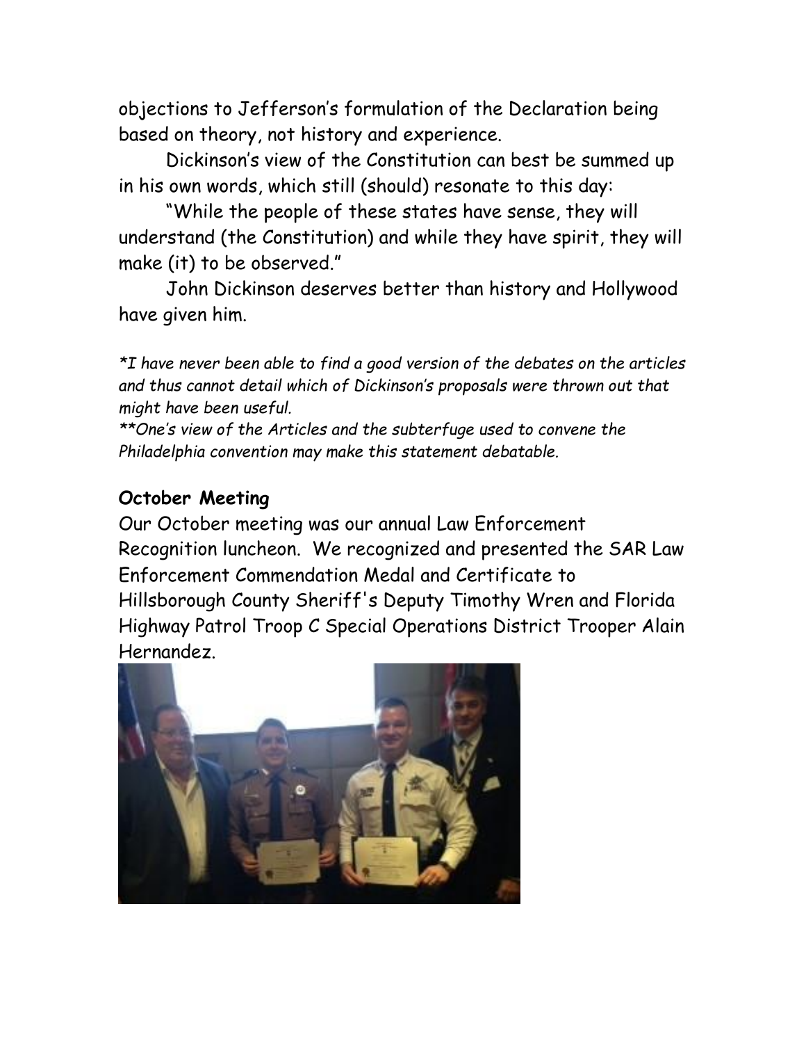objections to Jefferson's formulation of the Declaration being based on theory, not history and experience.

Dickinson's view of the Constitution can best be summed up in his own words, which still (should) resonate to this day:

"While the people of these states have sense, they will understand (the Constitution) and while they have spirit, they will make (it) to be observed."

John Dickinson deserves better than history and Hollywood have given him.

**I have never been able to find a good version of the debates on the articles and thus cannot detail which of Dickinson's proposals were thrown out that might have been useful.*

***One's view of the Articles and the subterfuge used to convene the Philadelphia convention may make this statement debatable.*

### October Meeting

Our October meeting was our annual Law Enforcement Recognition luncheon. We recognized and presented the SAR Law Enforcement Commendation Medal and Certificate to Hillsborough County Sheriff's Deputy Timothy Wren and Florida Highway Patrol Troop C Special Operations District Trooper Alain Hernandez.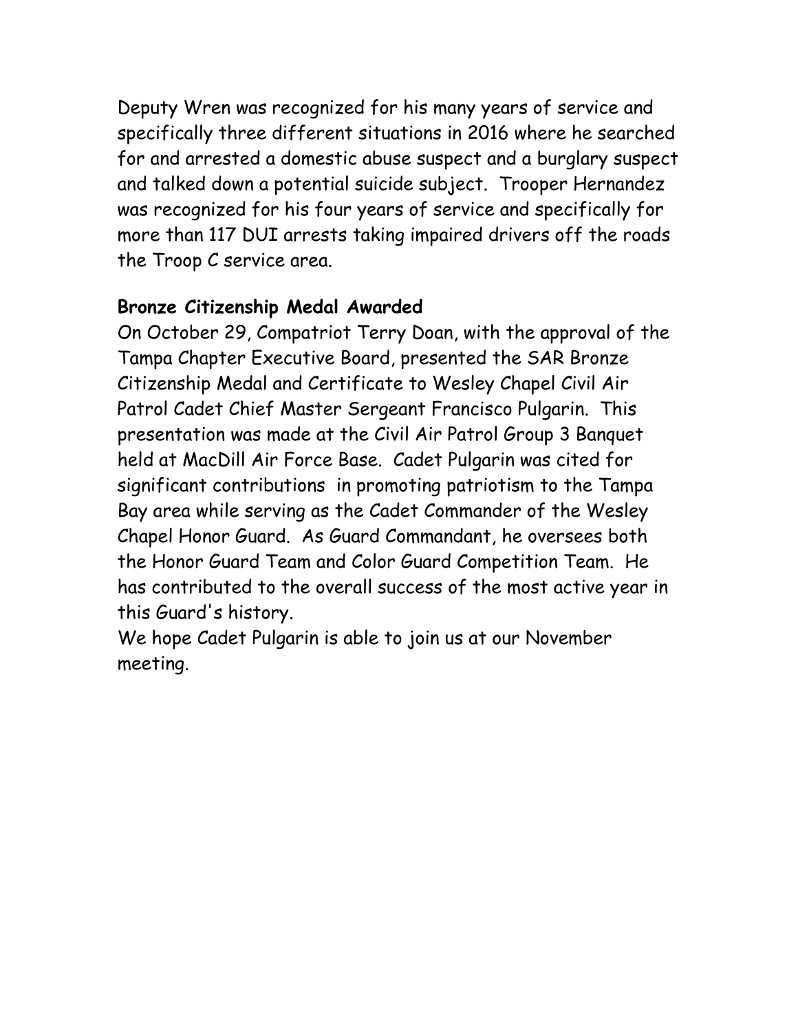Deputy Wren was recognized for his many years of service and specifically three different situations in 2016 where he searched for and arrested a domestic abuse suspect and a burglary suspect and talked down a potential suicide subject. Trooper Hernandez was recognized for his four years of service and specifically for more than 117 DUI arrests taking impaired drivers off the roads the Troop C service area.

**Bronze Citizenship Medal Awarded**

On October 29, Compatriot Terry Doan, with the approval of the Tampa Chapter Executive Board, presented the SAR Bronze Citizenship Medal and Certificate to Wesley Chapel Civil Air Patrol Cadet Chief Master Sergeant Francisco Pulgarin. This presentation was made at the Civil Air Patrol Group 3 Banquet held at MacDill Air Force Base. Cadet Pulgarin was cited for significant contributions in promoting patriotism to the Tampa Bay area while serving as the Cadet Commander of the Wesley Chapel Honor Guard. As Guard Commandant, he oversees both the Honor Guard Team and Color Guard Competition Team. He has contributed to the overall success of the most active year in this Guard's history.

We hope Cadet Pulgarin is able to join us at our November meeting.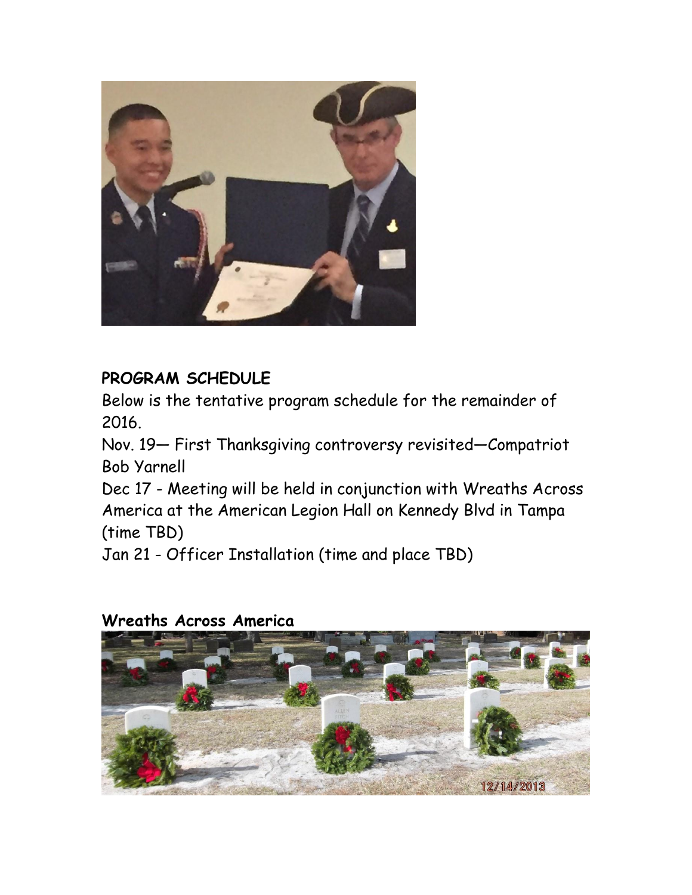**PROGRAM SCHEDULE**

Below is the tentative program schedule for the remainder of 2016.

Nov. 19— First Thanksgiving controversy revisited—Compatriot Bob Yarnell

Dec 17 - Meeting will be held in conjunction with Wreaths Across America at the American Legion Hall on Kennedy Blvd in Tampa (time TBD)

Jan 21 - Officer Installation (time and place TBD)

**Wreaths Across America**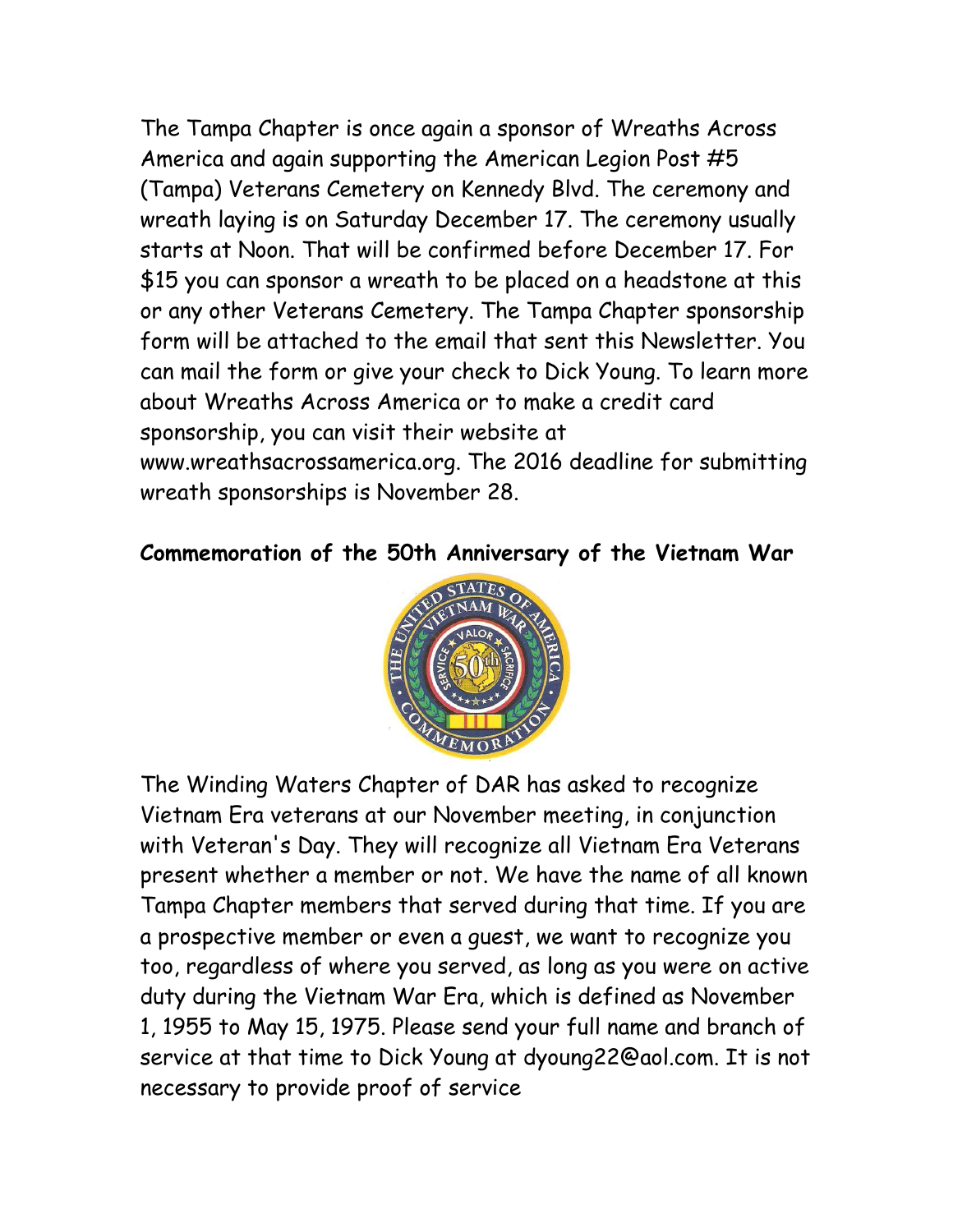The Tampa Chapter is once again a sponsor of Wreaths Across America and again supporting the American Legion Post #5 (Tampa) Veterans Cemetery on Kennedy Blvd. The ceremony and wreath laying is on Saturday December 17. The ceremony usually starts at Noon. That will be confirmed before December 17. For $15 you can sponsor a wreath to be placed on a headstone at this or any other Veterans Cemetery. The Tampa Chapter sponsorship form will be attached to the email that sent this Newsletter. You can mail the form or give your check to Dick Young. To learn more about Wreaths Across America or to make a credit card sponsorship, you can visit their website at www.wreathsacrossamerica.org. The 2016 deadline for submitting wreath sponsorships is November 28.

**Commemoration of the 50th Anniversary of the Vietnam War**

The Winding Waters Chapter of DAR has asked to recognize Vietnam Era veterans at our November meeting, in conjunction with Veteran's Day. They will recognize all Vietnam Era Veterans present whether a member or not. We have the name of all known Tampa Chapter members that served during that time. If you are a prospective member or even a guest, we want to recognize you too, regardless of where you served, as long as you were on active duty during the Vietnam War Era, which is defined as November 1, 1955 to May 15, 1975. Please send your full name and branch of service at that time to Dick Young at dyoung22@aol.com. It is not necessary to provide proof of service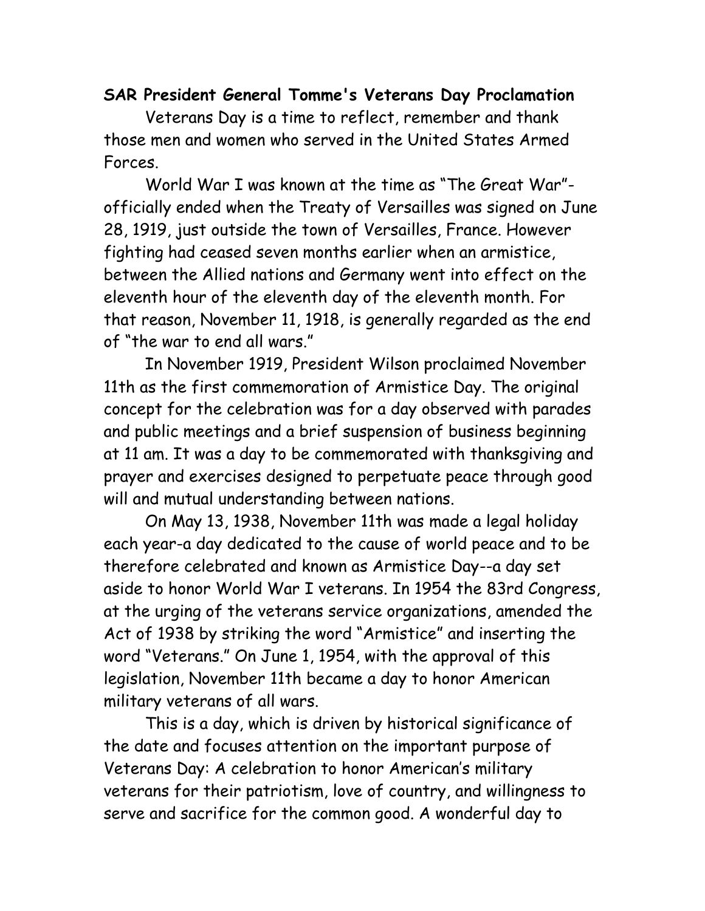**SAR President General Tomme's Veterans Day Proclamation**

Veterans Day is a time to reflect, remember and thank those men and women who served in the United States Armed Forces.

World War I was known at the time as "The Great War"- officially ended when the Treaty of Versailles was signed on June 28, 1919, just outside the town of Versailles, France. However fighting had ceased seven months earlier when an armistice, between the Allied nations and Germany went into effect on the eleventh hour of the eleventh day of the eleventh month. For that reason, November 11, 1918, is generally regarded as the end of "the war to end all wars."

In November 1919, President Wilson proclaimed November 11th as the first commemoration of Armistice Day. The original concept for the celebration was for a day observed with parades and public meetings and a brief suspension of business beginning at 11 am. It was a day to be commemorated with thanksgiving and prayer and exercises designed to perpetuate peace through good will and mutual understanding between nations.

On May 13, 1938, November 11th was made a legal holiday each year-a day dedicated to the cause of world peace and to be therefore celebrated and known as Armistice Day--a day set aside to honor World War I veterans. In 1954 the 83rd Congress, at the urging of the veterans service organizations, amended the Act of 1938 by striking the word "Armistice" and inserting the word "Veterans." On June 1, 1954, with the approval of this legislation, November 11th became a day to honor American military veterans of all wars.

This is a day, which is driven by historical significance of the date and focuses attention on the important purpose of Veterans Day: A celebration to honor American's military veterans for their patriotism, love of country, and willingness to serve and sacrifice for the common good. A wonderful day to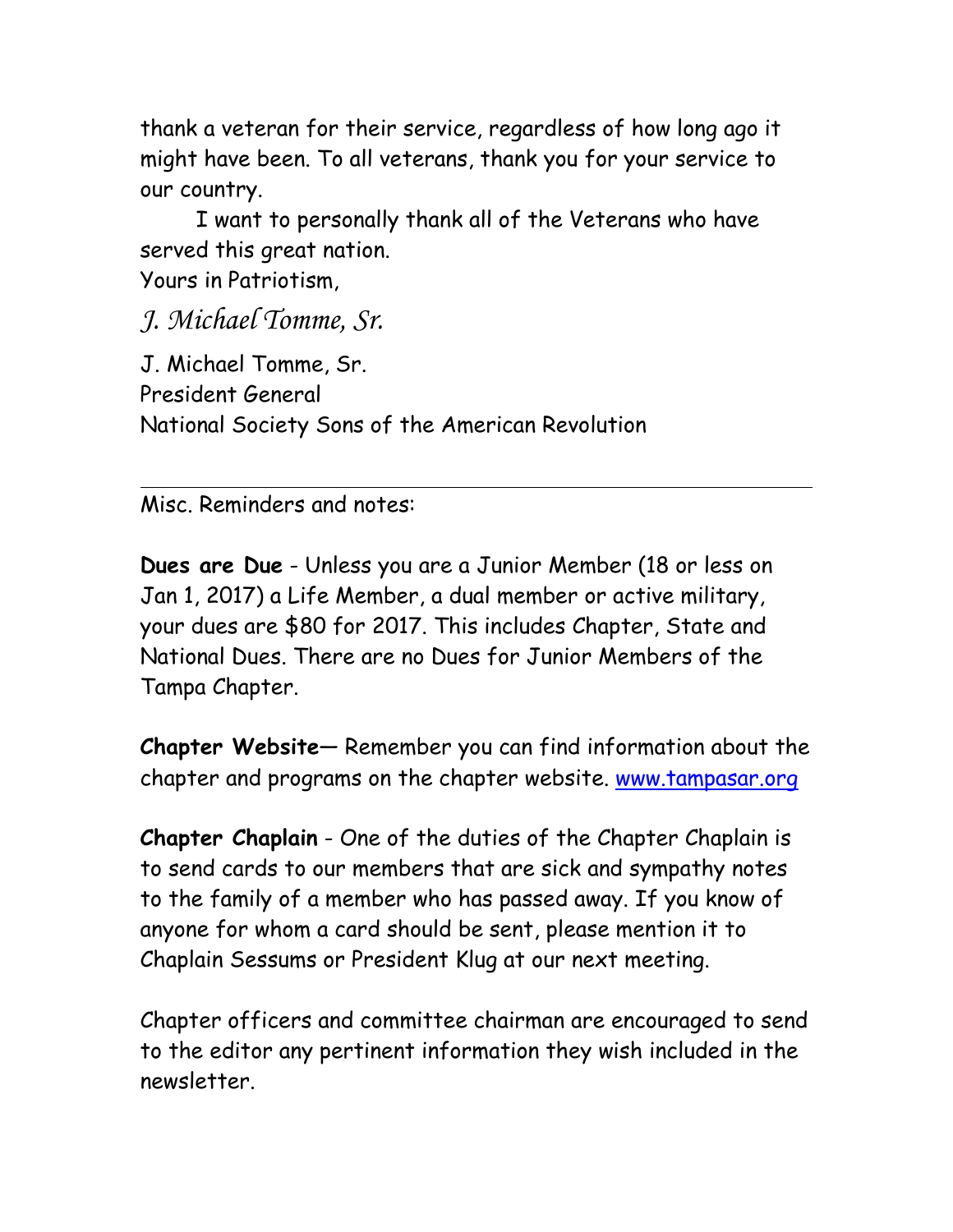thank a veteran for their service, regardless of how long ago it might have been. To all veterans, thank you for your service to our country.

I want to personally thank all of the Veterans who have served this great nation.

Yours in Patriotism,

*J. Michael Tomme, Sr.*

J. Michael Tomme, Sr.
President General
National Society Sons of the American Revolution

---

Misc. Reminders and notes:

**Dues are Due** - Unless you are a Junior Member (18 or less on Jan 1, 2017) a Life Member, a dual member or active military, your dues are $80 for 2017. This includes Chapter, State and National Dues. There are no Dues for Junior Members of the Tampa Chapter.

**Chapter Website**— Remember you can find information about the chapter and programs on the chapter website. [www.tampasar.org](http://www.tampasar.org)

**Chapter Chaplain** - One of the duties of the Chapter Chaplain is to send cards to our members that are sick and sympathy notes to the family of a member who has passed away. If you know of anyone for whom a card should be sent, please mention it to Chaplain Sessums or President Klug at our next meeting.

Chapter officers and committee chairman are encouraged to send to the editor any pertinent information they wish included in the newsletter.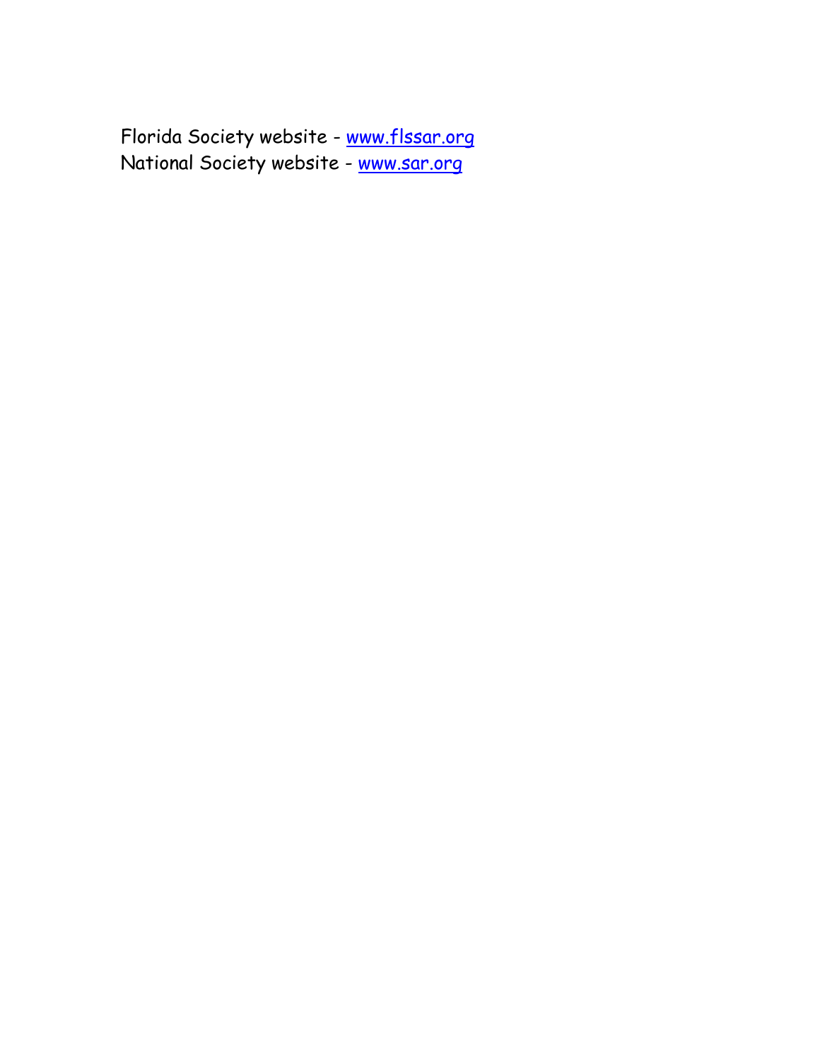Florida Society website - [www.flssar.org](http://www.flssar.org)
National Society website - [www.sar.org](http://www.sar.org)